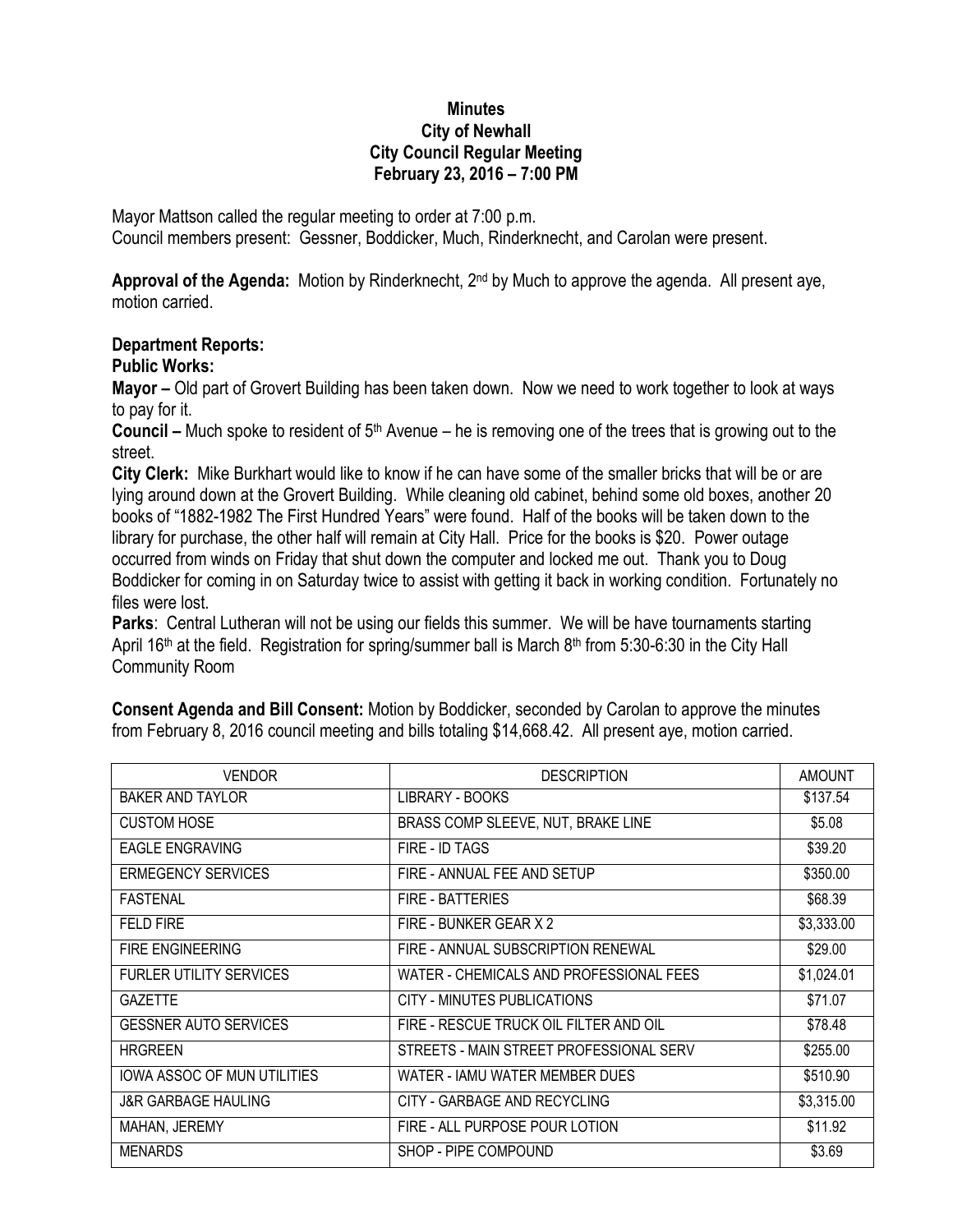**Minutes**
**City of Newhall**
**City Council Regular Meeting**
**February 23, 2016 – 7:00 PM**

Mayor Mattson called the regular meeting to order at 7:00 p.m.
Council members present: Gessner, Boddicker, Much, Rinderknecht, and Carolan were present.

**Approval of the Agenda:** Motion by Rinderknecht, 2nd by Much to approve the agenda. All present aye, motion carried.

**Department Reports:**

**Public Works:**

**Mayor –** Old part of Grovert Building has been taken down. Now we need to work together to look at ways to pay for it.

**Council –** Much spoke to resident of 5th Avenue – he is removing one of the trees that is growing out to the street.

**City Clerk:** Mike Burkhart would like to know if he can have some of the smaller bricks that will be or are lying around down at the Grovert Building. While cleaning old cabinet, behind some old boxes, another 20 books of "1882-1982 The First Hundred Years" were found. Half of the books will be taken down to the library for purchase, the other half will remain at City Hall. Price for the books is $20. Power outage occurred from winds on Friday that shut down the computer and locked me out. Thank you to Doug Boddicker for coming in on Saturday twice to assist with getting it back in working condition. Fortunately no files were lost.

**Parks**: Central Lutheran will not be using our fields this summer. We will be have tournaments starting April 16th at the field. Registration for spring/summer ball is March 8th from 5:30-6:30 in the City Hall Community Room

**Consent Agenda and Bill Consent:** Motion by Boddicker, seconded by Carolan to approve the minutes from February 8, 2016 council meeting and bills totaling $14,668.42. All present aye, motion carried.

| VENDOR | DESCRIPTION | AMOUNT |
|---|---|---|
| BAKER AND TAYLOR | LIBRARY - BOOKS | $137.54 |
| CUSTOM HOSE | BRASS COMP SLEEVE, NUT, BRAKE LINE | $5.08 |
| EAGLE ENGRAVING | FIRE - ID TAGS | $39.20 |
| ERMEGENCY SERVICES | FIRE - ANNUAL FEE AND SETUP | $350.00 |
| FASTENAL | FIRE - BATTERIES | $68.39 |
| FELD FIRE | FIRE - BUNKER GEAR X 2 | $3,333.00 |
| FIRE ENGINEERING | FIRE - ANNUAL SUBSCRIPTION RENEWAL | $29.00 |
| FURLER UTILITY SERVICES | WATER - CHEMICALS AND PROFESSIONAL FEES | $1,024.01 |
| GAZETTE | CITY - MINUTES PUBLICATIONS | $71.07 |
| GESSNER AUTO SERVICES | FIRE - RESCUE TRUCK OIL FILTER AND OIL | $78.48 |
| HRGREEN | STREETS - MAIN STREET PROFESSIONAL SERV | $255.00 |
| IOWA ASSOC OF MUN UTILITIES | WATER - IAMU WATER MEMBER DUES | $510.90 |
| J&R GARBAGE HAULING | CITY - GARBAGE AND RECYCLING | $3,315.00 |
| MAHAN, JEREMY | FIRE - ALL PURPOSE POUR LOTION | $11.92 |
| MENARDS | SHOP - PIPE COMPOUND | $3.69 |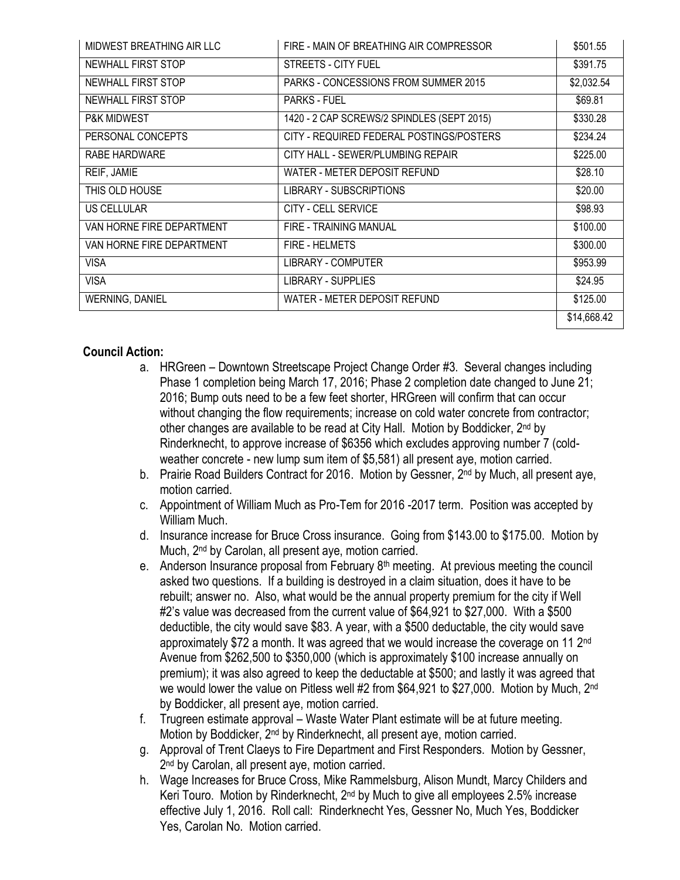| | | |
|---|---|---|
| MIDWEST BREATHING AIR LLC | FIRE - MAIN OF BREATHING AIR COMPRESSOR | \$501.55 |
| NEWHALL FIRST STOP | STREETS - CITY FUEL | \$391.75 |
| NEWHALL FIRST STOP | PARKS - CONCESSIONS FROM SUMMER 2015 | \$2,032.54 |
| NEWHALL FIRST STOP | PARKS - FUEL | \$69.81 |
| P&K MIDWEST | 1420 - 2 CAP SCREWS/2 SPINDLES (SEPT 2015) | \$330.28 |
| PERSONAL CONCEPTS | CITY - REQUIRED FEDERAL POSTINGS/POSTERS | \$234.24 |
| RABE HARDWARE | CITY HALL - SEWER/PLUMBING REPAIR | \$225.00 |
| REIF, JAMIE | WATER - METER DEPOSIT REFUND | \$28.10 |
| THIS OLD HOUSE | LIBRARY - SUBSCRIPTIONS | \$20.00 |
| US CELLULAR | CITY - CELL SERVICE | \$98.93 |
| VAN HORNE FIRE DEPARTMENT | FIRE - TRAINING MANUAL | \$100.00 |
| VAN HORNE FIRE DEPARTMENT | FIRE - HELMETS | \$300.00 |
| VISA | LIBRARY - COMPUTER | \$953.99 |
| VISA | LIBRARY - SUPPLIES | \$24.95 |
| WERNING, DANIEL | WATER - METER DEPOSIT REFUND | \$125.00 |
| | | \$14,668.42 |

**Council Action:**

a. HRGreen – Downtown Streetscape Project Change Order #3. Several changes including Phase 1 completion being March 17, 2016; Phase 2 completion date changed to June 21; 2016; Bump outs need to be a few feet shorter, HRGreen will confirm that can occur without changing the flow requirements; increase on cold water concrete from contractor; other changes are available to be read at City Hall. Motion by Boddicker, 2nd by Rinderknecht, to approve increase of \$6356 which excludes approving number 7 (cold-weather concrete - new lump sum item of \$5,581) all present aye, motion carried.

b. Prairie Road Builders Contract for 2016. Motion by Gessner, 2nd by Much, all present aye, motion carried.

c. Appointment of William Much as Pro-Tem for 2016 -2017 term. Position was accepted by William Much.

d. Insurance increase for Bruce Cross insurance. Going from \$143.00 to \$175.00. Motion by Much, 2nd by Carolan, all present aye, motion carried.

e. Anderson Insurance proposal from February 8th meeting. At previous meeting the council asked two questions. If a building is destroyed in a claim situation, does it have to be rebuilt; answer no. Also, what would be the annual property premium for the city if Well #2's value was decreased from the current value of \$64,921 to \$27,000. With a \$500 deductible, the city would save \$83. A year, with a \$500 deductable, the city would save approximately \$72 a month. It was agreed that we would increase the coverage on 11 2nd Avenue from \$262,500 to \$350,000 (which is approximately \$100 increase annually on premium); it was also agreed to keep the deductable at \$500; and lastly it was agreed that we would lower the value on Pitless well #2 from \$64,921 to \$27,000. Motion by Much, 2nd by Boddicker, all present aye, motion carried.

f. Trugreen estimate approval – Waste Water Plant estimate will be at future meeting. Motion by Boddicker, 2nd by Rinderknecht, all present aye, motion carried.

g. Approval of Trent Claeys to Fire Department and First Responders. Motion by Gessner, 2nd by Carolan, all present aye, motion carried.

h. Wage Increases for Bruce Cross, Mike Rammelsburg, Alison Mundt, Marcy Childers and Keri Touro. Motion by Rinderknecht, 2nd by Much to give all employees 2.5% increase effective July 1, 2016. Roll call: Rinderknecht Yes, Gessner No, Much Yes, Boddicker Yes, Carolan No. Motion carried.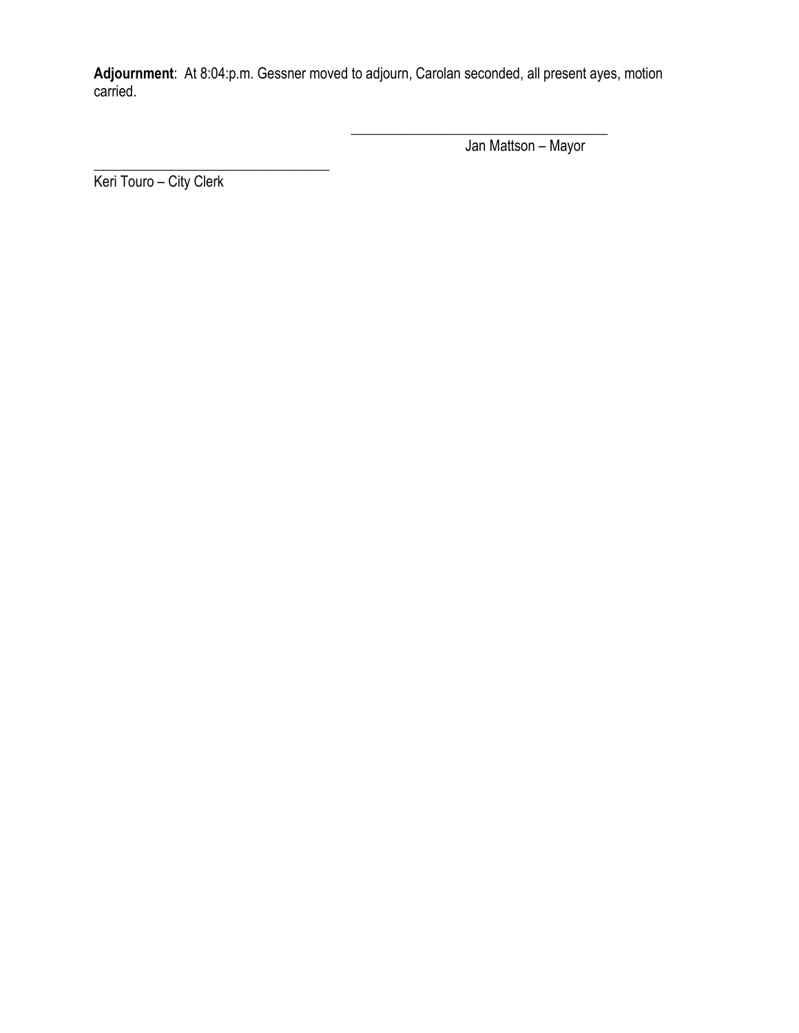**Adjournment**: At 8:04:p.m. Gessner moved to adjourn, Carolan seconded, all present ayes, motion carried.

\_\_\_\_\_\_\_\_\_\_\_\_\_\_\_\_\_\_\_\_\_\_\_\_\_\_\_\_\_\_\_\_\_\_\_\_

Jan Mattson – Mayor

\_\_\_\_\_\_\_\_\_\_\_\_\_\_\_\_\_\_\_\_\_\_\_\_\_\_\_\_\_\_\_\_\_

Keri Touro – City Clerk